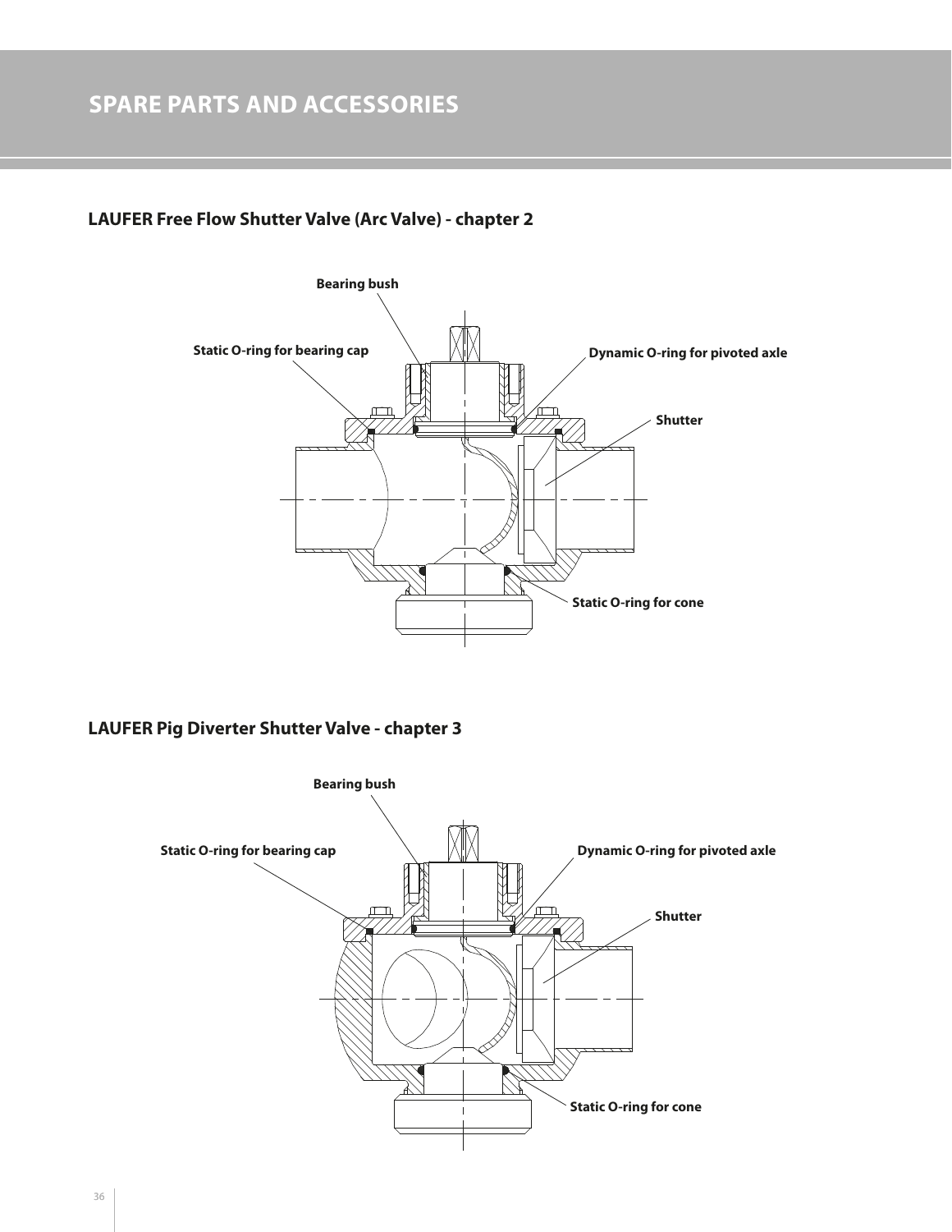# SPARE PARTS AND ACCESSORIES

## LAUFER Free Flow Shutter Valve (Arc Valve) - chapter 2

**Bearing bush**

**Static O-ring for bearing cap**

**Dynamic O-ring for pivoted axle**

**Shutter**

**Static O-ring for cone**

## LAUFER Pig Diverter Shutter Valve - chapter 3

**Bearing bush**

**Static O-ring for bearing cap**

**Dynamic O-ring for pivoted axle**

**Shutter**

**Static O-ring for cone**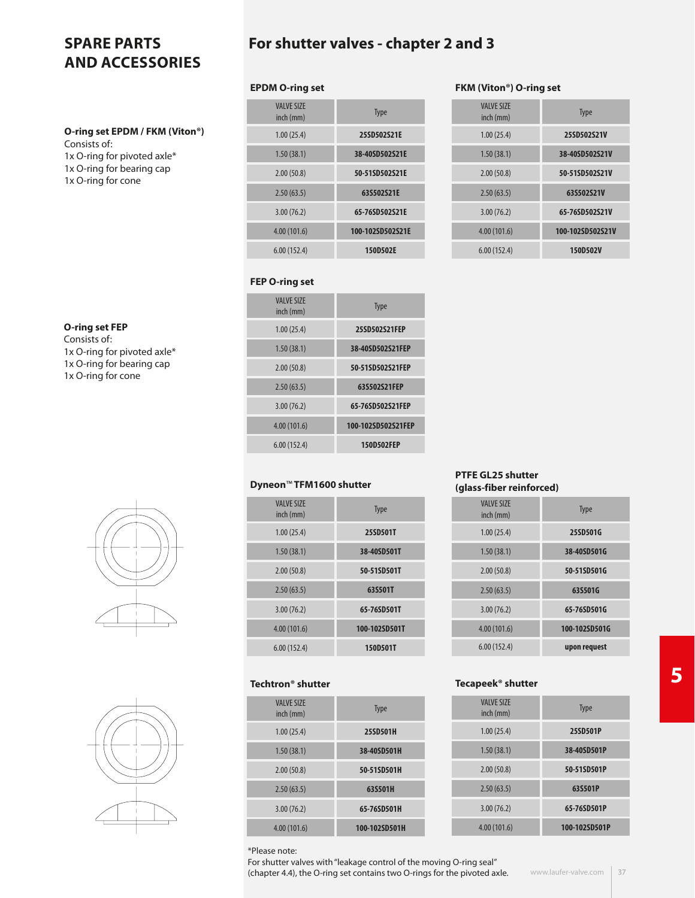# SPARE PARTS AND ACCESSORIES

## For shutter valves - chapter 2 and 3

**O-ring set EPDM / FKM (Viton®)**
Consists of:
1x O-ring for pivoted axle*
1x O-ring for bearing cap
1x O-ring for cone

### EPDM O-ring set

| VALVE SIZE inch (mm) | Type |
|---|---|
| 1.00 (25.4) | 25SD502S21E |
| 1.50 (38.1) | 38-40SD502S21E |
| 2.00 (50.8) | 50-51SD502S21E |
| 2.50 (63.5) | 63S502S21E |
| 3.00 (76.2) | 65-76SD502S21E |
| 4.00 (101.6) | 100-102SD502S21E |
| 6.00 (152.4) | 150D502E |

### FKM (Viton®) O-ring set

| VALVE SIZE inch (mm) | Type |
|---|---|
| 1.00 (25.4) | 25SD502S21V |
| 1.50 (38.1) | 38-40SD502S21V |
| 2.00 (50.8) | 50-51SD502S21V |
| 2.50 (63.5) | 63S502S21V |
| 3.00 (76.2) | 65-76SD502S21V |
| 4.00 (101.6) | 100-102SD502S21V |
| 6.00 (152.4) | 150D502V |

**O-ring set FEP**
Consists of:
1x O-ring for pivoted axle*
1x O-ring for bearing cap
1x O-ring for cone

### FEP O-ring set

| VALVE SIZE inch (mm) | Type |
|---|---|
| 1.00 (25.4) | 25SD502S21FEP |
| 1.50 (38.1) | 38-40SD502S21FEP |
| 2.00 (50.8) | 50-51SD502S21FEP |
| 2.50 (63.5) | 63S502S21FEP |
| 3.00 (76.2) | 65-76SD502S21FEP |
| 4.00 (101.6) | 100-102SD502S21FEP |
| 6.00 (152.4) | 150D502FEP |

### Dyneon™ TFM1600 shutter

| VALVE SIZE inch (mm) | Type |
|---|---|
| 1.00 (25.4) | 25SD501T |
| 1.50 (38.1) | 38-40SD501T |
| 2.00 (50.8) | 50-51SD501T |
| 2.50 (63.5) | 63S501T |
| 3.00 (76.2) | 65-76SD501T |
| 4.00 (101.6) | 100-102SD501T |
| 6.00 (152.4) | 150D501T |

### PTFE GL25 shutter (glass-fiber reinforced)

| VALVE SIZE inch (mm) | Type |
|---|---|
| 1.00 (25.4) | 25SD501G |
| 1.50 (38.1) | 38-40SD501G |
| 2.00 (50.8) | 50-51SD501G |
| 2.50 (63.5) | 63S501G |
| 3.00 (76.2) | 65-76SD501G |
| 4.00 (101.6) | 100-102SD501G |
| 6.00 (152.4) | upon request |

### Techtron® shutter

| VALVE SIZE inch (mm) | Type |
|---|---|
| 1.00 (25.4) | 25SD501H |
| 1.50 (38.1) | 38-40SD501H |
| 2.00 (50.8) | 50-51SD501H |
| 2.50 (63.5) | 63S501H |
| 3.00 (76.2) | 65-76SD501H |
| 4.00 (101.6) | 100-102SD501H |

### Tecapeek® shutter

| VALVE SIZE inch (mm) | Type |
|---|---|
| 1.00 (25.4) | 25SD501P |
| 1.50 (38.1) | 38-40SD501P |
| 2.00 (50.8) | 50-51SD501P |
| 2.50 (63.5) | 63S501P |
| 3.00 (76.2) | 65-76SD501P |
| 4.00 (101.6) | 100-102SD501P |

*Please note:
For shutter valves with "leakage control of the moving O-ring seal" (chapter 4.4), the O-ring set contains two O-rings for the pivoted axle.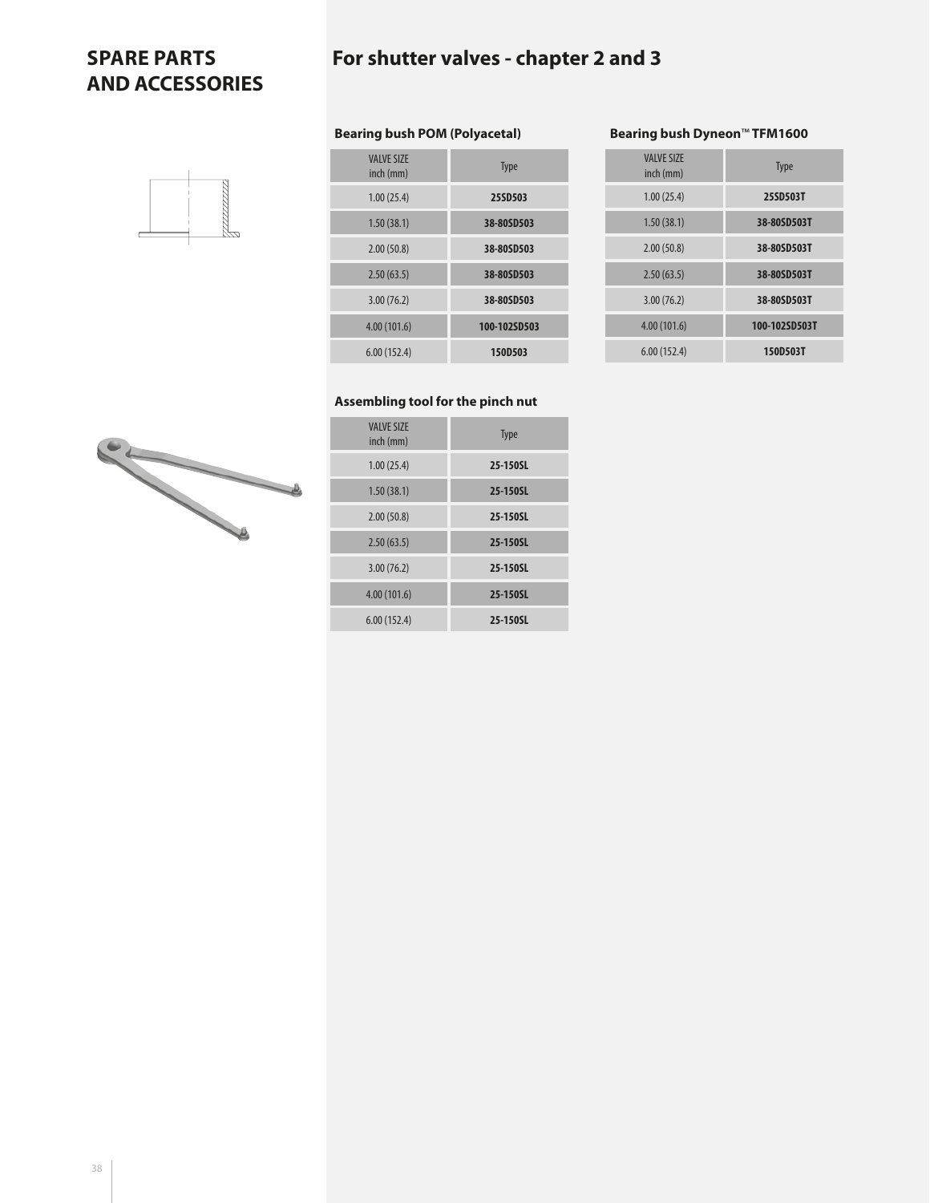# SPARE PARTS AND ACCESSORIES

## For shutter valves - chapter 2 and 3

### Bearing bush POM (Polyacetal)

| VALVE SIZE inch (mm) | Type |
|---|---|
| 1.00 (25.4) | **25SD503** |
| 1.50 (38.1) | **38-80SD503** |
| 2.00 (50.8) | **38-80SD503** |
| 2.50 (63.5) | **38-80SD503** |
| 3.00 (76.2) | **38-80SD503** |
| 4.00 (101.6) | **100-102SD503** |
| 6.00 (152.4) | **150D503** |

### Bearing bush Dyneon™ TFM1600

| VALVE SIZE inch (mm) | Type |
|---|---|
| 1.00 (25.4) | **25SD503T** |
| 1.50 (38.1) | **38-80SD503T** |
| 2.00 (50.8) | **38-80SD503T** |
| 2.50 (63.5) | **38-80SD503T** |
| 3.00 (76.2) | **38-80SD503T** |
| 4.00 (101.6) | **100-102SD503T** |
| 6.00 (152.4) | **150D503T** |

### Assembling tool for the pinch nut

| VALVE SIZE inch (mm) | Type |
|---|---|
| 1.00 (25.4) | **25-150SL** |
| 1.50 (38.1) | **25-150SL** |
| 2.00 (50.8) | **25-150SL** |
| 2.50 (63.5) | **25-150SL** |
| 3.00 (76.2) | **25-150SL** |
| 4.00 (101.6) | **25-150SL** |
| 6.00 (152.4) | **25-150SL** |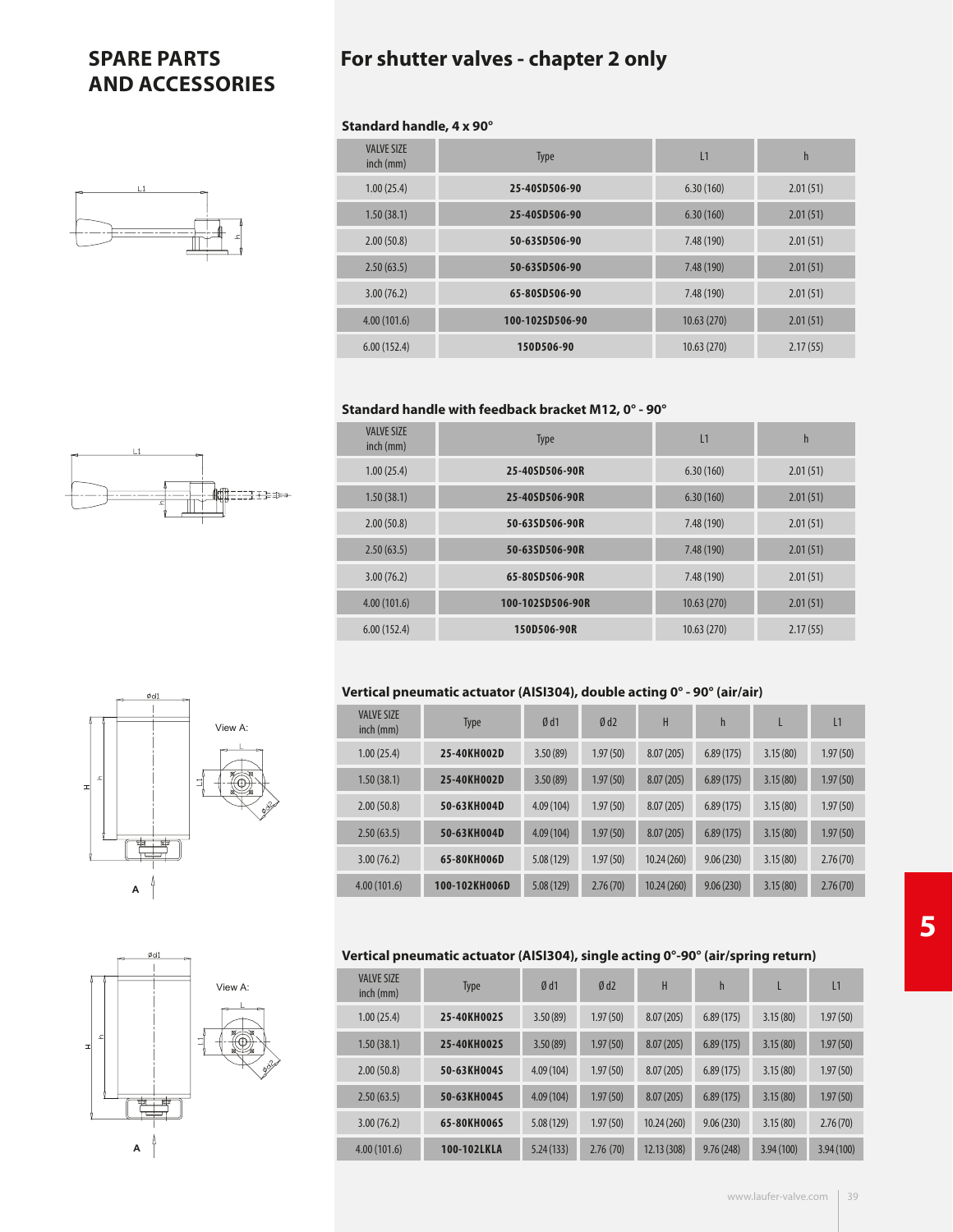# SPARE PARTS AND ACCESSORIES

## For shutter valves - chapter 2 only

### Standard handle, 4 x 90°

| VALVE SIZE inch (mm) | Type | L1 | h |
|---|---|---|---|
| 1.00 (25.4) | **25-40SD506-90** | 6.30 (160) | 2.01 (51) |
| 1.50 (38.1) | **25-40SD506-90** | 6.30 (160) | 2.01 (51) |
| 2.00 (50.8) | **50-63SD506-90** | 7.48 (190) | 2.01 (51) |
| 2.50 (63.5) | **50-63SD506-90** | 7.48 (190) | 2.01 (51) |
| 3.00 (76.2) | **65-80SD506-90** | 7.48 (190) | 2.01 (51) |
| 4.00 (101.6) | **100-102SD506-90** | 10.63 (270) | 2.01 (51) |
| 6.00 (152.4) | **150D506-90** | 10.63 (270) | 2.17 (55) |

### Standard handle with feedback bracket M12, 0° - 90°

| VALVE SIZE inch (mm) | Type | L1 | h |
|---|---|---|---|
| 1.00 (25.4) | **25-40SD506-90R** | 6.30 (160) | 2.01 (51) |
| 1.50 (38.1) | **25-40SD506-90R** | 6.30 (160) | 2.01 (51) |
| 2.00 (50.8) | **50-63SD506-90R** | 7.48 (190) | 2.01 (51) |
| 2.50 (63.5) | **50-63SD506-90R** | 7.48 (190) | 2.01 (51) |
| 3.00 (76.2) | **65-80SD506-90R** | 7.48 (190) | 2.01 (51) |
| 4.00 (101.6) | **100-102SD506-90R** | 10.63 (270) | 2.01 (51) |
| 6.00 (152.4) | **150D506-90R** | 10.63 (270) | 2.17 (55) |

### Vertical pneumatic actuator (AISI304), double acting 0° - 90° (air/air)

| VALVE SIZE inch (mm) | Type | Ø d1 | Ø d2 | H | h | L | L1 |
|---|---|---|---|---|---|---|---|
| 1.00 (25.4) | **25-40KH002D** | 3.50 (89) | 1.97 (50) | 8.07 (205) | 6.89 (175) | 3.15 (80) | 1.97 (50) |
| 1.50 (38.1) | **25-40KH002D** | 3.50 (89) | 1.97 (50) | 8.07 (205) | 6.89 (175) | 3.15 (80) | 1.97 (50) |
| 2.00 (50.8) | **50-63KH004D** | 4.09 (104) | 1.97 (50) | 8.07 (205) | 6.89 (175) | 3.15 (80) | 1.97 (50) |
| 2.50 (63.5) | **50-63KH004D** | 4.09 (104) | 1.97 (50) | 8.07 (205) | 6.89 (175) | 3.15 (80) | 1.97 (50) |
| 3.00 (76.2) | **65-80KH006D** | 5.08 (129) | 1.97 (50) | 10.24 (260) | 9.06 (230) | 3.15 (80) | 2.76 (70) |
| 4.00 (101.6) | **100-102KH006D** | 5.08 (129) | 2.76 (70) | 10.24 (260) | 9.06 (230) | 3.15 (80) | 2.76 (70) |

### Vertical pneumatic actuator (AISI304), single acting 0°-90° (air/spring return)

| VALVE SIZE inch (mm) | Type | Ø d1 | Ø d2 | H | h | L | L1 |
|---|---|---|---|---|---|---|---|
| 1.00 (25.4) | **25-40KH002S** | 3.50 (89) | 1.97 (50) | 8.07 (205) | 6.89 (175) | 3.15 (80) | 1.97 (50) |
| 1.50 (38.1) | **25-40KH002S** | 3.50 (89) | 1.97 (50) | 8.07 (205) | 6.89 (175) | 3.15 (80) | 1.97 (50) |
| 2.00 (50.8) | **50-63KH004S** | 4.09 (104) | 1.97 (50) | 8.07 (205) | 6.89 (175) | 3.15 (80) | 1.97 (50) |
| 2.50 (63.5) | **50-63KH004S** | 4.09 (104) | 1.97 (50) | 8.07 (205) | 6.89 (175) | 3.15 (80) | 1.97 (50) |
| 3.00 (76.2) | **65-80KH006S** | 5.08 (129) | 1.97 (50) | 10.24 (260) | 9.06 (230) | 3.15 (80) | 2.76 (70) |
| 4.00 (101.6) | **100-102LKLA** | 5.24 (133) | 2.76 (70) | 12.13 (308) | 9.76 (248) | 3.94 (100) | 3.94 (100) |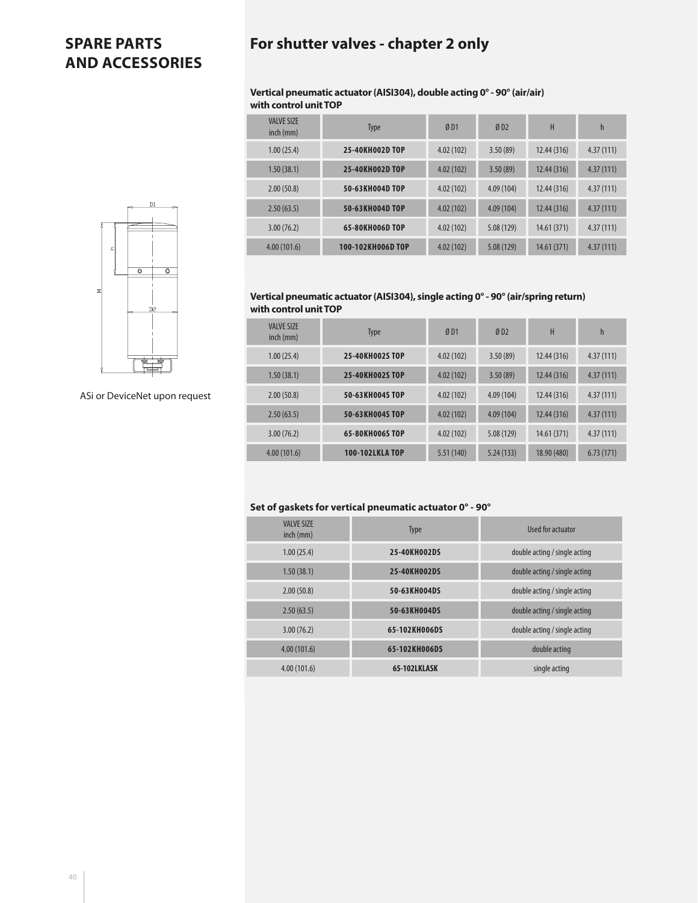# SPARE PARTS AND ACCESSORIES

## For shutter valves - chapter 2 only

ASi or DeviceNet upon request

### Vertical pneumatic actuator (AISI304), double acting 0° - 90° (air/air) with control unit TOP

| VALVE SIZE inch (mm) | Type | Ø D1 | Ø D2 | H | h |
|---|---|---|---|---|---|
| 1.00 (25.4) | **25-40KH002D TOP** | 4.02 (102) | 3.50 (89) | 12.44 (316) | 4.37 (111) |
| 1.50 (38.1) | **25-40KH002D TOP** | 4.02 (102) | 3.50 (89) | 12.44 (316) | 4.37 (111) |
| 2.00 (50.8) | **50-63KH004D TOP** | 4.02 (102) | 4.09 (104) | 12.44 (316) | 4.37 (111) |
| 2.50 (63.5) | **50-63KH004D TOP** | 4.02 (102) | 4.09 (104) | 12.44 (316) | 4.37 (111) |
| 3.00 (76.2) | **65-80KH006D TOP** | 4.02 (102) | 5.08 (129) | 14.61 (371) | 4.37 (111) |
| 4.00 (101.6) | **100-102KH006D TOP** | 4.02 (102) | 5.08 (129) | 14.61 (371) | 4.37 (111) |

### Vertical pneumatic actuator (AISI304), single acting 0° - 90° (air/spring return) with control unit TOP

| VALVE SIZE inch (mm) | Type | Ø D1 | Ø D2 | H | h |
|---|---|---|---|---|---|
| 1.00 (25.4) | **25-40KH002S TOP** | 4.02 (102) | 3.50 (89) | 12.44 (316) | 4.37 (111) |
| 1.50 (38.1) | **25-40KH002S TOP** | 4.02 (102) | 3.50 (89) | 12.44 (316) | 4.37 (111) |
| 2.00 (50.8) | **50-63KH004S TOP** | 4.02 (102) | 4.09 (104) | 12.44 (316) | 4.37 (111) |
| 2.50 (63.5) | **50-63KH004S TOP** | 4.02 (102) | 4.09 (104) | 12.44 (316) | 4.37 (111) |
| 3.00 (76.2) | **65-80KH006S TOP** | 4.02 (102) | 5.08 (129) | 14.61 (371) | 4.37 (111) |
| 4.00 (101.6) | **100-102LKLA TOP** | 5.51 (140) | 5.24 (133) | 18.90 (480) | 6.73 (171) |

### Set of gaskets for vertical pneumatic actuator 0° - 90°

| VALVE SIZE inch (mm) | Type | Used for actuator |
|---|---|---|
| 1.00 (25.4) | **25-40KH002DS** | double acting / single acting |
| 1.50 (38.1) | **25-40KH002DS** | double acting / single acting |
| 2.00 (50.8) | **50-63KH004DS** | double acting / single acting |
| 2.50 (63.5) | **50-63KH004DS** | double acting / single acting |
| 3.00 (76.2) | **65-102KH006DS** | double acting / single acting |
| 4.00 (101.6) | **65-102KH006DS** | double acting |
| 4.00 (101.6) | **65-102LKLASK** | single acting |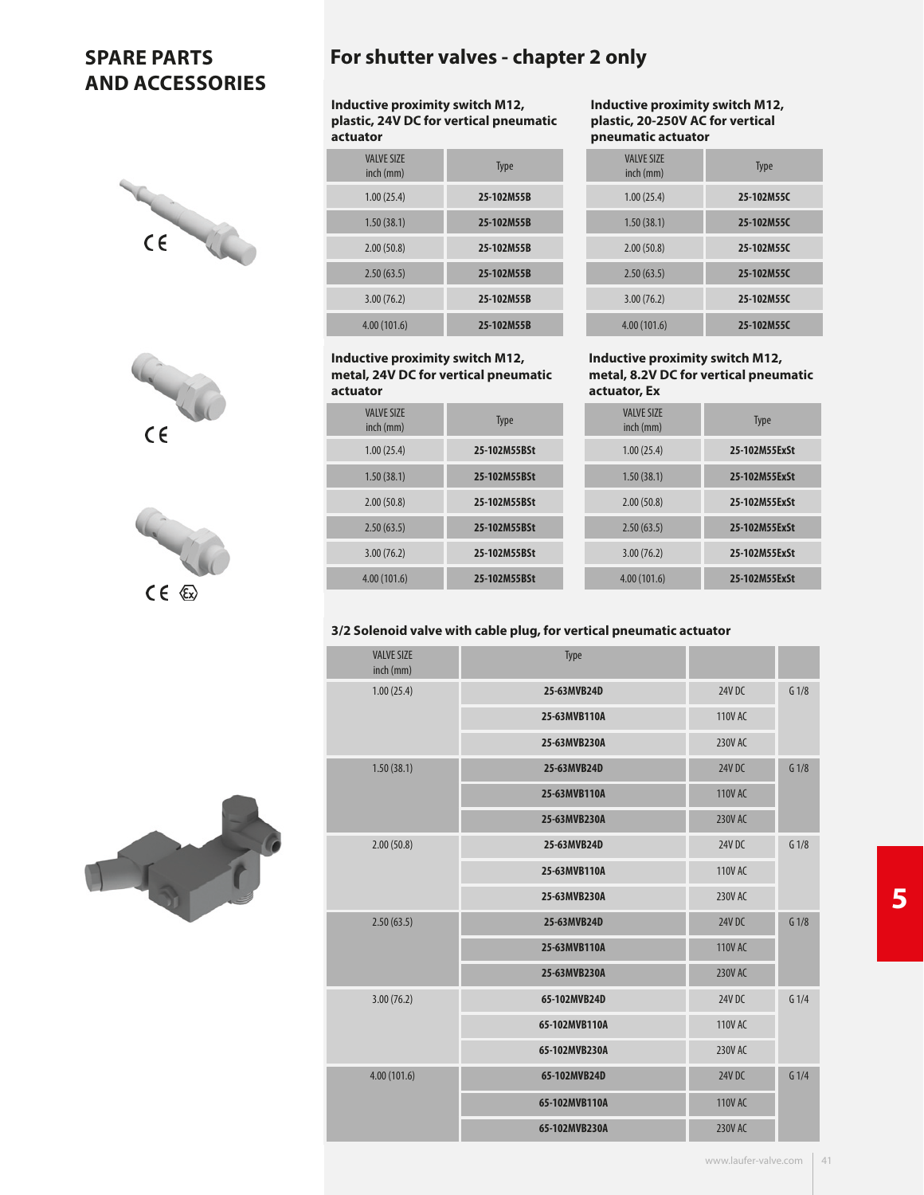# SPARE PARTS AND ACCESSORIES

## For shutter valves - chapter 2 only

### Inductive proximity switch M12, plastic, 24V DC for vertical pneumatic actuator

| VALVE SIZE inch (mm) | Type |
|---|---|
| 1.00 (25.4) | **25-102M55B** |
| 1.50 (38.1) | **25-102M55B** |
| 2.00 (50.8) | **25-102M55B** |
| 2.50 (63.5) | **25-102M55B** |
| 3.00 (76.2) | **25-102M55B** |
| 4.00 (101.6) | **25-102M55B** |

### Inductive proximity switch M12, plastic, 20-250V AC for vertical pneumatic actuator

| VALVE SIZE inch (mm) | Type |
|---|---|
| 1.00 (25.4) | **25-102M55C** |
| 1.50 (38.1) | **25-102M55C** |
| 2.00 (50.8) | **25-102M55C** |
| 2.50 (63.5) | **25-102M55C** |
| 3.00 (76.2) | **25-102M55C** |
| 4.00 (101.6) | **25-102M55C** |

### Inductive proximity switch M12, metal, 24V DC for vertical pneumatic actuator

| VALVE SIZE inch (mm) | Type |
|---|---|
| 1.00 (25.4) | **25-102M55BSt** |
| 1.50 (38.1) | **25-102M55BSt** |
| 2.00 (50.8) | **25-102M55BSt** |
| 2.50 (63.5) | **25-102M55BSt** |
| 3.00 (76.2) | **25-102M55BSt** |
| 4.00 (101.6) | **25-102M55BSt** |

### Inductive proximity switch M12, metal, 8.2V DC for vertical pneumatic actuator, Ex

| VALVE SIZE inch (mm) | Type |
|---|---|
| 1.00 (25.4) | **25-102M55ExSt** |
| 1.50 (38.1) | **25-102M55ExSt** |
| 2.00 (50.8) | **25-102M55ExSt** |
| 2.50 (63.5) | **25-102M55ExSt** |
| 3.00 (76.2) | **25-102M55ExSt** |
| 4.00 (101.6) | **25-102M55ExSt** |

### 3/2 Solenoid valve with cable plug, for vertical pneumatic actuator

| VALVE SIZE inch (mm) | Type | | |
|---|---|---|---|
| 1.00 (25.4) | **25-63MVB24D** | 24V DC | G 1/8 |
| | **25-63MVB110A** | 110V AC | |
| | **25-63MVB230A** | 230V AC | |
| 1.50 (38.1) | **25-63MVB24D** | 24V DC | G 1/8 |
| | **25-63MVB110A** | 110V AC | |
| | **25-63MVB230A** | 230V AC | |
| 2.00 (50.8) | **25-63MVB24D** | 24V DC | G 1/8 |
| | **25-63MVB110A** | 110V AC | |
| | **25-63MVB230A** | 230V AC | |
| 2.50 (63.5) | **25-63MVB24D** | 24V DC | G 1/8 |
| | **25-63MVB110A** | 110V AC | |
| | **25-63MVB230A** | 230V AC | |
| 3.00 (76.2) | **65-102MVB24D** | 24V DC | G 1/4 |
| | **65-102MVB110A** | 110V AC | |
| | **65-102MVB230A** | 230V AC | |
| 4.00 (101.6) | **65-102MVB24D** | 24V DC | G 1/4 |
| | **65-102MVB110A** | 110V AC | |
| | **65-102MVB230A** | 230V AC | |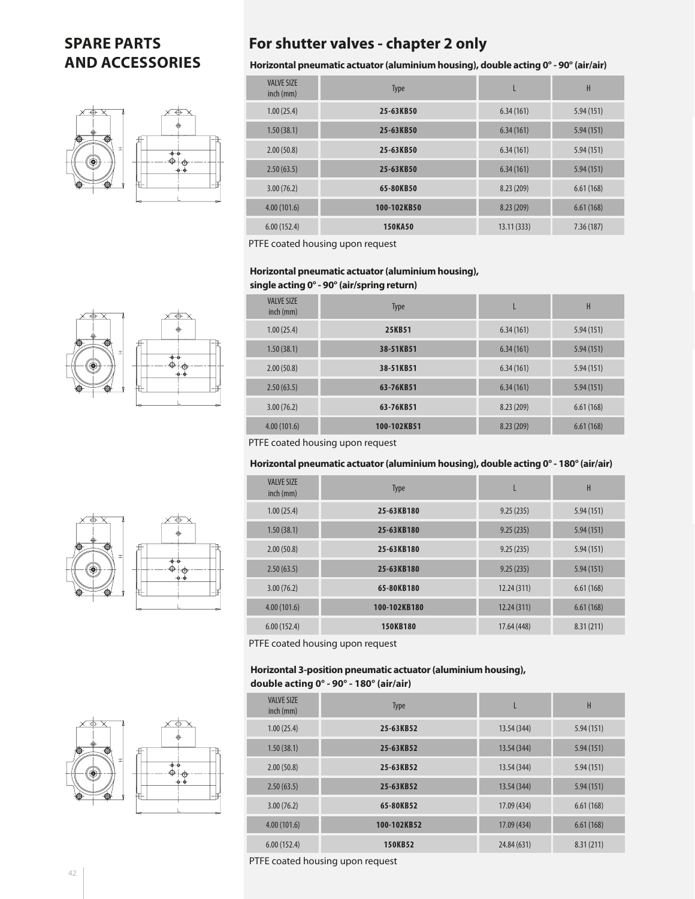# SPARE PARTS AND ACCESSORIES

## For shutter valves - chapter 2 only

### Horizontal pneumatic actuator (aluminium housing), double acting 0° - 90° (air/air)

| VALVE SIZE inch (mm) | Type | L | H |
|---|---|---|---|
| 1.00 (25.4) | **25-63KB50** | 6.34 (161) | 5.94 (151) |
| 1.50 (38.1) | **25-63KB50** | 6.34 (161) | 5.94 (151) |
| 2.00 (50.8) | **25-63KB50** | 6.34 (161) | 5.94 (151) |
| 2.50 (63.5) | **25-63KB50** | 6.34 (161) | 5.94 (151) |
| 3.00 (76.2) | **65-80KB50** | 8.23 (209) | 6.61 (168) |
| 4.00 (101.6) | **100-102KB50** | 8.23 (209) | 6.61 (168) |
| 6.00 (152.4) | **150KA50** | 13.11 (333) | 7.36 (187) |

PTFE coated housing upon request

### Horizontal pneumatic actuator (aluminium housing), single acting 0° - 90° (air/spring return)

| VALVE SIZE inch (mm) | Type | L | H |
|---|---|---|---|
| 1.00 (25.4) | **25KB51** | 6.34 (161) | 5.94 (151) |
| 1.50 (38.1) | **38-51KB51** | 6.34 (161) | 5.94 (151) |
| 2.00 (50.8) | **38-51KB51** | 6.34 (161) | 5.94 (151) |
| 2.50 (63.5) | **63-76KB51** | 6.34 (161) | 5.94 (151) |
| 3.00 (76.2) | **63-76KB51** | 8.23 (209) | 6.61 (168) |
| 4.00 (101.6) | **100-102KB51** | 8.23 (209) | 6.61 (168) |

PTFE coated housing upon request

### Horizontal pneumatic actuator (aluminium housing), double acting 0° - 180° (air/air)

| VALVE SIZE inch (mm) | Type | L | H |
|---|---|---|---|
| 1.00 (25.4) | **25-63KB180** | 9.25 (235) | 5.94 (151) |
| 1.50 (38.1) | **25-63KB180** | 9.25 (235) | 5.94 (151) |
| 2.00 (50.8) | **25-63KB180** | 9.25 (235) | 5.94 (151) |
| 2.50 (63.5) | **25-63KB180** | 9.25 (235) | 5.94 (151) |
| 3.00 (76.2) | **65-80KB180** | 12.24 (311) | 6.61 (168) |
| 4.00 (101.6) | **100-102KB180** | 12.24 (311) | 6.61 (168) |
| 6.00 (152.4) | **150KB180** | 17.64 (448) | 8.31 (211) |

PTFE coated housing upon request

### Horizontal 3-position pneumatic actuator (aluminium housing), double acting 0° - 90° - 180° (air/air)

| VALVE SIZE inch (mm) | Type | L | H |
|---|---|---|---|
| 1.00 (25.4) | **25-63KB52** | 13.54 (344) | 5.94 (151) |
| 1.50 (38.1) | **25-63KB52** | 13.54 (344) | 5.94 (151) |
| 2.00 (50.8) | **25-63KB52** | 13.54 (344) | 5.94 (151) |
| 2.50 (63.5) | **25-63KB52** | 13.54 (344) | 5.94 (151) |
| 3.00 (76.2) | **65-80KB52** | 17.09 (434) | 6.61 (168) |
| 4.00 (101.6) | **100-102KB52** | 17.09 (434) | 6.61 (168) |
| 6.00 (152.4) | **150KB52** | 24.84 (631) | 8.31 (211) |

PTFE coated housing upon request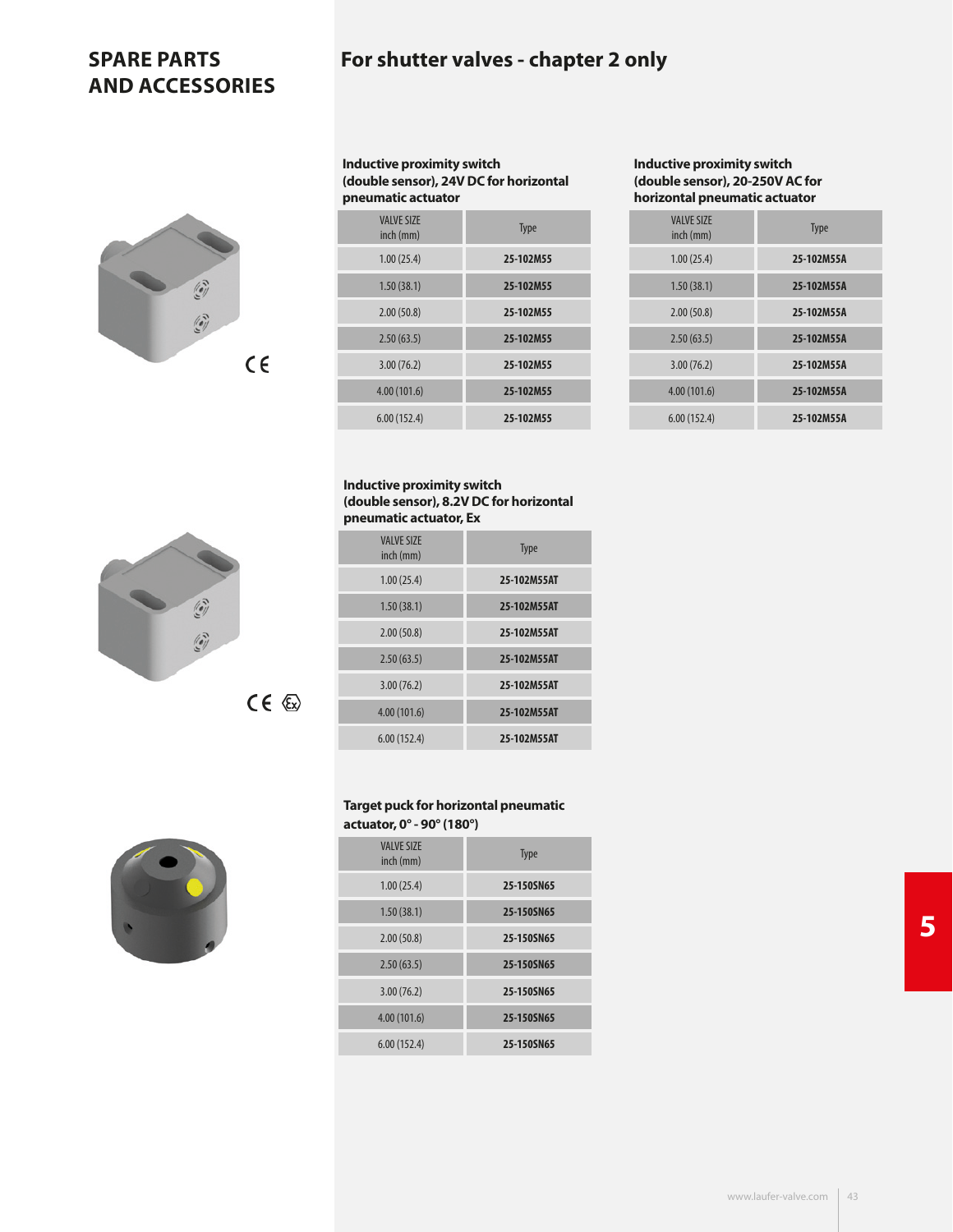# SPARE PARTS AND ACCESSORIES

## For shutter valves - chapter 2 only

### Inductive proximity switch (double sensor), 24V DC for horizontal pneumatic actuator

| VALVE SIZE inch (mm) | Type |
|---|---|
| 1.00 (25.4) | **25-102M55** |
| 1.50 (38.1) | **25-102M55** |
| 2.00 (50.8) | **25-102M55** |
| 2.50 (63.5) | **25-102M55** |
| 3.00 (76.2) | **25-102M55** |
| 4.00 (101.6) | **25-102M55** |
| 6.00 (152.4) | **25-102M55** |

CE

### Inductive proximity switch (double sensor), 20-250V AC for horizontal pneumatic actuator

| VALVE SIZE inch (mm) | Type |
|---|---|
| 1.00 (25.4) | **25-102M55A** |
| 1.50 (38.1) | **25-102M55A** |
| 2.00 (50.8) | **25-102M55A** |
| 2.50 (63.5) | **25-102M55A** |
| 3.00 (76.2) | **25-102M55A** |
| 4.00 (101.6) | **25-102M55A** |
| 6.00 (152.4) | **25-102M55A** |

### Inductive proximity switch (double sensor), 8.2V DC for horizontal pneumatic actuator, Ex

| VALVE SIZE inch (mm) | Type |
|---|---|
| 1.00 (25.4) | **25-102M55AT** |
| 1.50 (38.1) | **25-102M55AT** |
| 2.00 (50.8) | **25-102M55AT** |
| 2.50 (63.5) | **25-102M55AT** |
| 3.00 (76.2) | **25-102M55AT** |
| 4.00 (101.6) | **25-102M55AT** |
| 6.00 (152.4) | **25-102M55AT** |

CE Ex

### Target puck for horizontal pneumatic actuator, 0° - 90° (180°)

| VALVE SIZE inch (mm) | Type |
|---|---|
| 1.00 (25.4) | **25-150SN65** |
| 1.50 (38.1) | **25-150SN65** |
| 2.00 (50.8) | **25-150SN65** |
| 2.50 (63.5) | **25-150SN65** |
| 3.00 (76.2) | **25-150SN65** |
| 4.00 (101.6) | **25-150SN65** |
| 6.00 (152.4) | **25-150SN65** |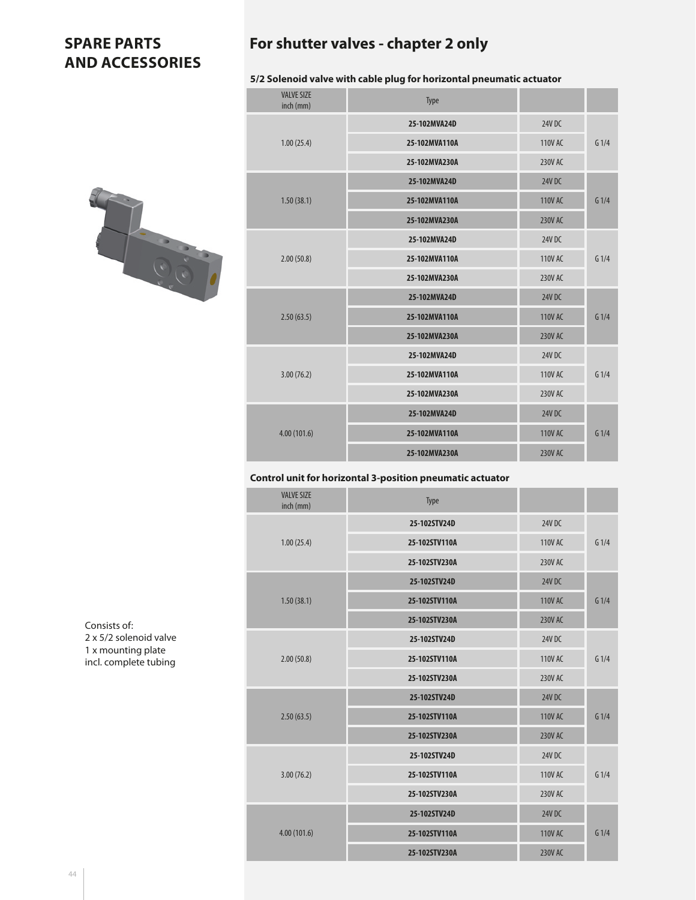# SPARE PARTS AND ACCESSORIES

## For shutter valves - chapter 2 only

### 5/2 Solenoid valve with cable plug for horizontal pneumatic actuator

| VALVE SIZE inch (mm) | Type | | |
|---|---|---|---|
| 1.00 (25.4) | 25-102MVA24D | 24V DC | G 1/4 |
| | 25-102MVA110A | 110V AC | |
| | 25-102MVA230A | 230V AC | |
| 1.50 (38.1) | 25-102MVA24D | 24V DC | G 1/4 |
| | 25-102MVA110A | 110V AC | |
| | 25-102MVA230A | 230V AC | |
| 2.00 (50.8) | 25-102MVA24D | 24V DC | G 1/4 |
| | 25-102MVA110A | 110V AC | |
| | 25-102MVA230A | 230V AC | |
| 2.50 (63.5) | 25-102MVA24D | 24V DC | G 1/4 |
| | 25-102MVA110A | 110V AC | |
| | 25-102MVA230A | 230V AC | |
| 3.00 (76.2) | 25-102MVA24D | 24V DC | G 1/4 |
| | 25-102MVA110A | 110V AC | |
| | 25-102MVA230A | 230V AC | |
| 4.00 (101.6) | 25-102MVA24D | 24V DC | G 1/4 |
| | 25-102MVA110A | 110V AC | |
| | 25-102MVA230A | 230V AC | |

### Control unit for horizontal 3-position pneumatic actuator

Consists of:
2 x 5/2 solenoid valve
1 x mounting plate
incl. complete tubing

| VALVE SIZE inch (mm) | Type | | |
|---|---|---|---|
| 1.00 (25.4) | 25-102STV24D | 24V DC | G 1/4 |
| | 25-102STV110A | 110V AC | |
| | 25-102STV230A | 230V AC | |
| 1.50 (38.1) | 25-102STV24D | 24V DC | G 1/4 |
| | 25-102STV110A | 110V AC | |
| | 25-102STV230A | 230V AC | |
| 2.00 (50.8) | 25-102STV24D | 24V DC | G 1/4 |
| | 25-102STV110A | 110V AC | |
| | 25-102STV230A | 230V AC | |
| 2.50 (63.5) | 25-102STV24D | 24V DC | G 1/4 |
| | 25-102STV110A | 110V AC | |
| | 25-102STV230A | 230V AC | |
| 3.00 (76.2) | 25-102STV24D | 24V DC | G 1/4 |
| | 25-102STV110A | 110V AC | |
| | 25-102STV230A | 230V AC | |
| 4.00 (101.6) | 25-102STV24D | 24V DC | G 1/4 |
| | 25-102STV110A | 110V AC | |
| | 25-102STV230A | 230V AC | |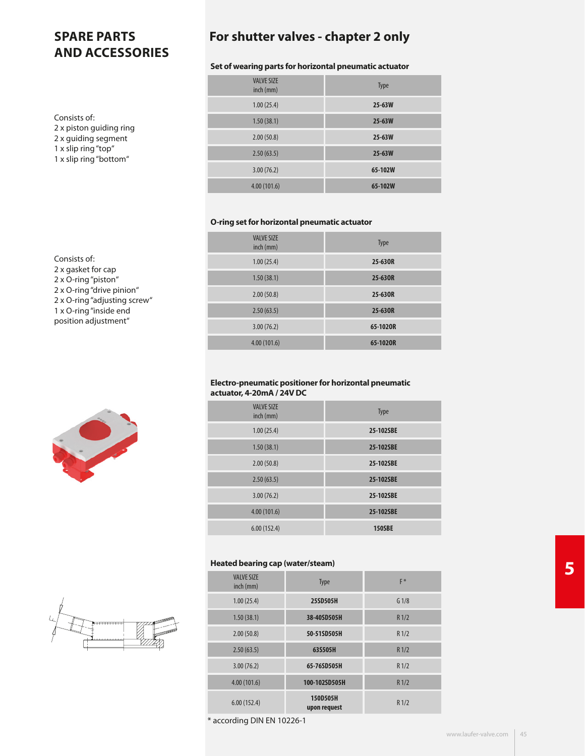# SPARE PARTS AND ACCESSORIES

## For shutter valves - chapter 2 only

### Set of wearing parts for horizontal pneumatic actuator

Consists of:
2 x piston guiding ring
2 x guiding segment
1 x slip ring "top"
1 x slip ring "bottom"

| VALVE SIZE inch (mm) | Type |
|---|---|
| 1.00 (25.4) | **25-63W** |
| 1.50 (38.1) | **25-63W** |
| 2.00 (50.8) | **25-63W** |
| 2.50 (63.5) | **25-63W** |
| 3.00 (76.2) | **65-102W** |
| 4.00 (101.6) | **65-102W** |

### O-ring set for horizontal pneumatic actuator

Consists of:
2 x gasket for cap
2 x O-ring "piston"
2 x O-ring "drive pinion"
2 x O-ring "adjusting screw"
1 x O-ring "inside end position adjustment"

| VALVE SIZE inch (mm) | Type |
|---|---|
| 1.00 (25.4) | **25-63OR** |
| 1.50 (38.1) | **25-63OR** |
| 2.00 (50.8) | **25-63OR** |
| 2.50 (63.5) | **25-63OR** |
| 3.00 (76.2) | **65-102OR** |
| 4.00 (101.6) | **65-102OR** |

### Electro-pneumatic positioner for horizontal pneumatic actuator, 4-20mA / 24V DC

| VALVE SIZE inch (mm) | Type |
|---|---|
| 1.00 (25.4) | **25-102SBE** |
| 1.50 (38.1) | **25-102SBE** |
| 2.00 (50.8) | **25-102SBE** |
| 2.50 (63.5) | **25-102SBE** |
| 3.00 (76.2) | **25-102SBE** |
| 4.00 (101.6) | **25-102SBE** |
| 6.00 (152.4) | **150SBE** |

### Heated bearing cap (water/steam)

| VALVE SIZE inch (mm) | Type | F* |
|---|---|---|
| 1.00 (25.4) | **25SD505H** | G 1/8 |
| 1.50 (38.1) | **38-40SD505H** | R 1/2 |
| 2.00 (50.8) | **50-51SD505H** | R 1/2 |
| 2.50 (63.5) | **63S505H** | R 1/2 |
| 3.00 (76.2) | **65-76SD505H** | R 1/2 |
| 4.00 (101.6) | **100-102SD505H** | R 1/2 |
| 6.00 (152.4) | **150D505H upon request** | R 1/2 |

\* according DIN EN 10226-1